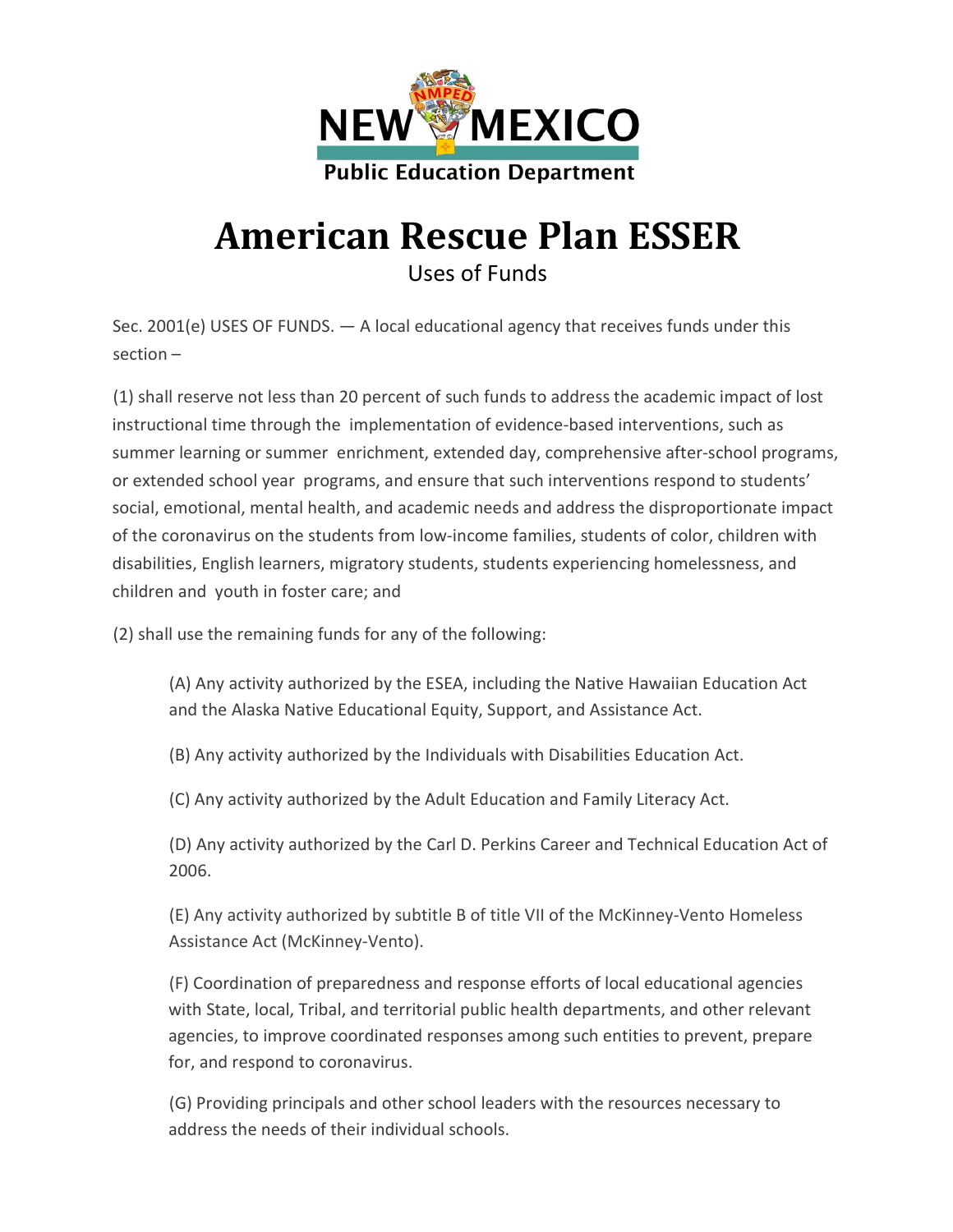NEW MEXICO
Public Education Department

# American Rescue Plan ESSER

Uses of Funds

Sec. 2001(e) USES OF FUNDS. — A local educational agency that receives funds under this section –

(1) shall reserve not less than 20 percent of such funds to address the academic impact of lost instructional time through the implementation of evidence-based interventions, such as summer learning or summer enrichment, extended day, comprehensive after-school programs, or extended school year programs, and ensure that such interventions respond to students' social, emotional, mental health, and academic needs and address the disproportionate impact of the coronavirus on the students from low-income families, students of color, children with disabilities, English learners, migratory students, students experiencing homelessness, and children and youth in foster care; and

(2) shall use the remaining funds for any of the following:

> (A) Any activity authorized by the ESEA, including the Native Hawaiian Education Act and the Alaska Native Educational Equity, Support, and Assistance Act.
>
> (B) Any activity authorized by the Individuals with Disabilities Education Act.
>
> (C) Any activity authorized by the Adult Education and Family Literacy Act.
>
> (D) Any activity authorized by the Carl D. Perkins Career and Technical Education Act of 2006.
>
> (E) Any activity authorized by subtitle B of title VII of the McKinney-Vento Homeless Assistance Act (McKinney-Vento).
>
> (F) Coordination of preparedness and response efforts of local educational agencies with State, local, Tribal, and territorial public health departments, and other relevant agencies, to improve coordinated responses among such entities to prevent, prepare for, and respond to coronavirus.
>
> (G) Providing principals and other school leaders with the resources necessary to address the needs of their individual schools.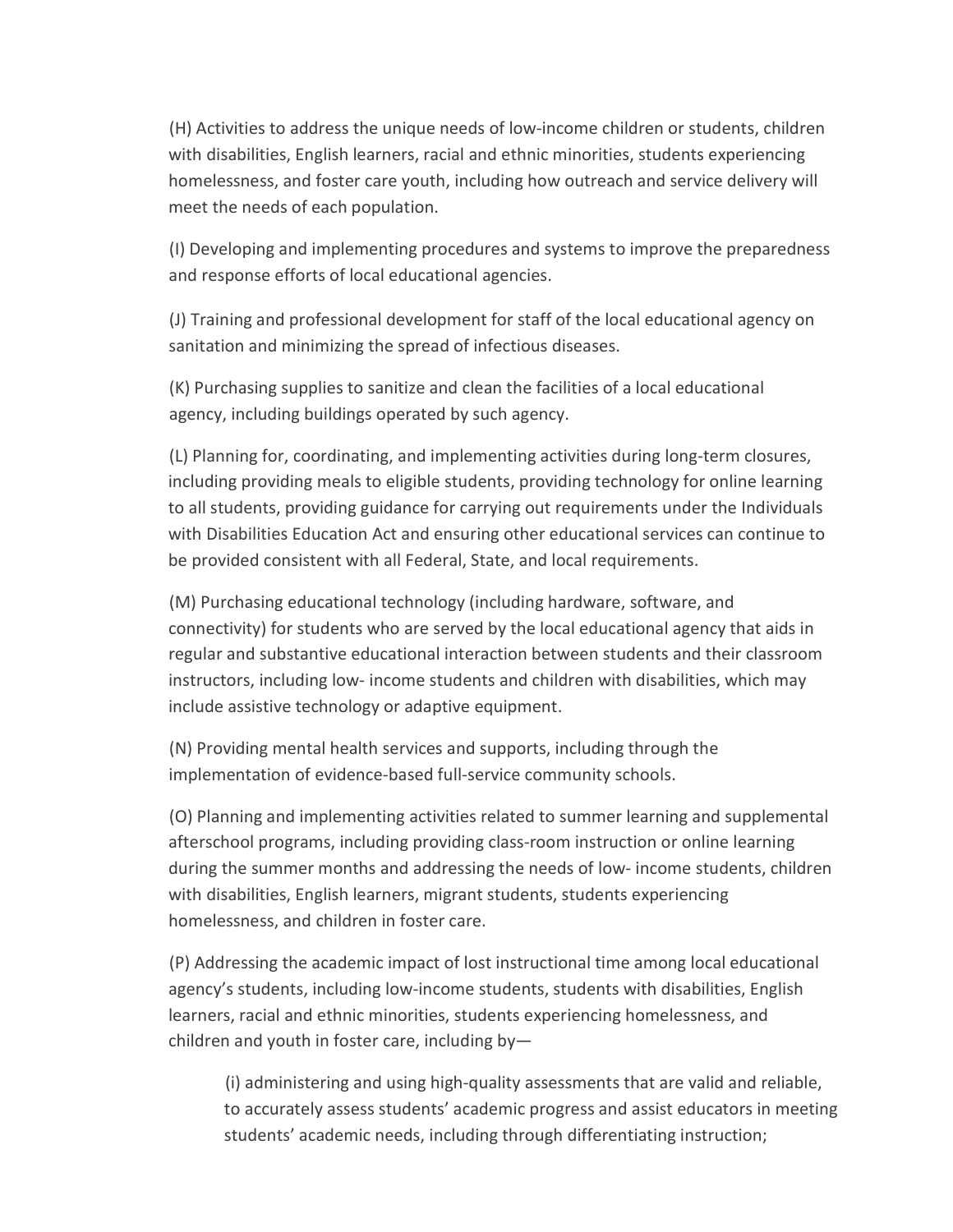(H) Activities to address the unique needs of low-income children or students, children with disabilities, English learners, racial and ethnic minorities, students experiencing homelessness, and foster care youth, including how outreach and service delivery will meet the needs of each population.

(I) Developing and implementing procedures and systems to improve the preparedness and response efforts of local educational agencies.

(J) Training and professional development for staff of the local educational agency on sanitation and minimizing the spread of infectious diseases.

(K) Purchasing supplies to sanitize and clean the facilities of a local educational agency, including buildings operated by such agency.

(L) Planning for, coordinating, and implementing activities during long-term closures, including providing meals to eligible students, providing technology for online learning to all students, providing guidance for carrying out requirements under the Individuals with Disabilities Education Act and ensuring other educational services can continue to be provided consistent with all Federal, State, and local requirements.

(M) Purchasing educational technology (including hardware, software, and connectivity) for students who are served by the local educational agency that aids in regular and substantive educational interaction between students and their classroom instructors, including low- income students and children with disabilities, which may include assistive technology or adaptive equipment.

(N) Providing mental health services and supports, including through the implementation of evidence-based full-service community schools.

(O) Planning and implementing activities related to summer learning and supplemental afterschool programs, including providing class-room instruction or online learning during the summer months and addressing the needs of low- income students, children with disabilities, English learners, migrant students, students experiencing homelessness, and children in foster care.

(P) Addressing the academic impact of lost instructional time among local educational agency's students, including low-income students, students with disabilities, English learners, racial and ethnic minorities, students experiencing homelessness, and children and youth in foster care, including by—

> (i) administering and using high-quality assessments that are valid and reliable, to accurately assess students' academic progress and assist educators in meeting students' academic needs, including through differentiating instruction;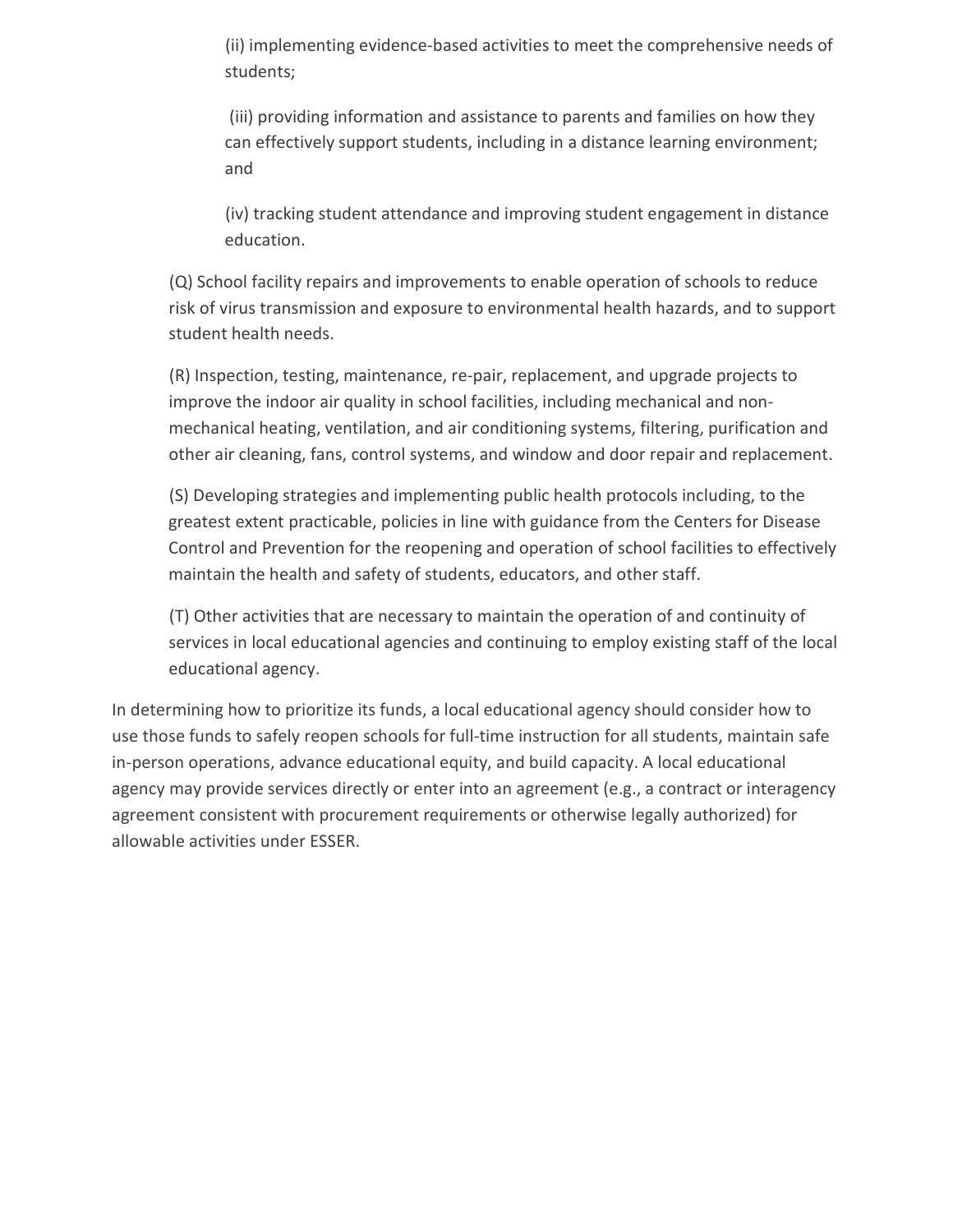(ii) implementing evidence-based activities to meet the comprehensive needs of students;

(iii) providing information and assistance to parents and families on how they can effectively support students, including in a distance learning environment; and

(iv) tracking student attendance and improving student engagement in distance education.

(Q) School facility repairs and improvements to enable operation of schools to reduce risk of virus transmission and exposure to environmental health hazards, and to support student health needs.

(R) Inspection, testing, maintenance, re-pair, replacement, and upgrade projects to improve the indoor air quality in school facilities, including mechanical and non-mechanical heating, ventilation, and air conditioning systems, filtering, purification and other air cleaning, fans, control systems, and window and door repair and replacement.

(S) Developing strategies and implementing public health protocols including, to the greatest extent practicable, policies in line with guidance from the Centers for Disease Control and Prevention for the reopening and operation of school facilities to effectively maintain the health and safety of students, educators, and other staff.

(T) Other activities that are necessary to maintain the operation of and continuity of services in local educational agencies and continuing to employ existing staff of the local educational agency.

In determining how to prioritize its funds, a local educational agency should consider how to use those funds to safely reopen schools for full-time instruction for all students, maintain safe in-person operations, advance educational equity, and build capacity. A local educational agency may provide services directly or enter into an agreement (e.g., a contract or interagency agreement consistent with procurement requirements or otherwise legally authorized) for allowable activities under ESSER.